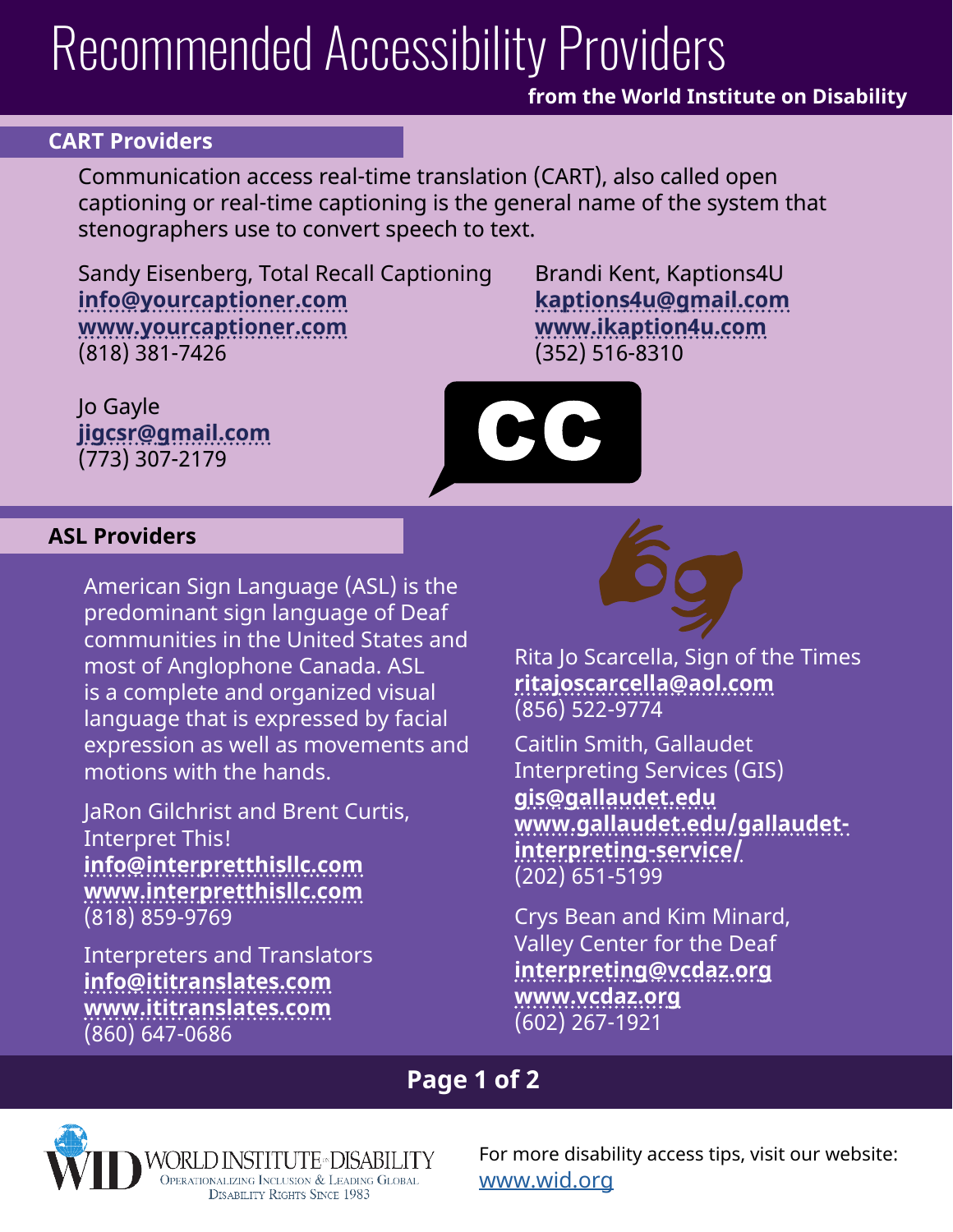# Recommended Accessibility Providers

**from the World Institute on Disability**

## CART Providers

Communication access real-time translation (CART), also called open captioning or real-time captioning is the general name of the system that stenographers use to convert speech to text.

Sandy Eisenberg, Total Recall Captioning
**info@yourcaptioner.com**
**www.yourcaptioner.com**
(818) 381-7426

Brandi Kent, Kaptions4U
**kaptions4u@gmail.com**
**www.ikaption4u.com**
(352) 516-8310

Jo Gayle
**jigcsr@gmail.com**
(773) 307-2179

## ASL Providers

American Sign Language (ASL) is the predominant sign language of Deaf communities in the United States and most of Anglophone Canada. ASL is a complete and organized visual language that is expressed by facial expression as well as movements and motions with the hands.

JaRon Gilchrist and Brent Curtis, Interpret This!
**info@interpretthisllc.com**
**www.interpretthisllc.com**
(818) 859-9769

Interpreters and Translators
**info@ititranslates.com**
**www.ititranslates.com**
(860) 647-0686

Rita Jo Scarcella, Sign of the Times
**ritajoscarcella@aol.com**
(856) 522-9774

Caitlin Smith, Gallaudet Interpreting Services (GIS)
**gis@gallaudet.edu**
**www.gallaudet.edu/gallaudet-interpreting-service/**
(202) 651-5199

Crys Bean and Kim Minard, Valley Center for the Deaf
**interpreting@vcdaz.org**
**www.vcdaz.org**
(602) 267-1921

World Institute on Disability — Operationalizing Inclusion & Leading Global Disability Rights Since 1983

For more disability access tips, visit our website: www.wid.org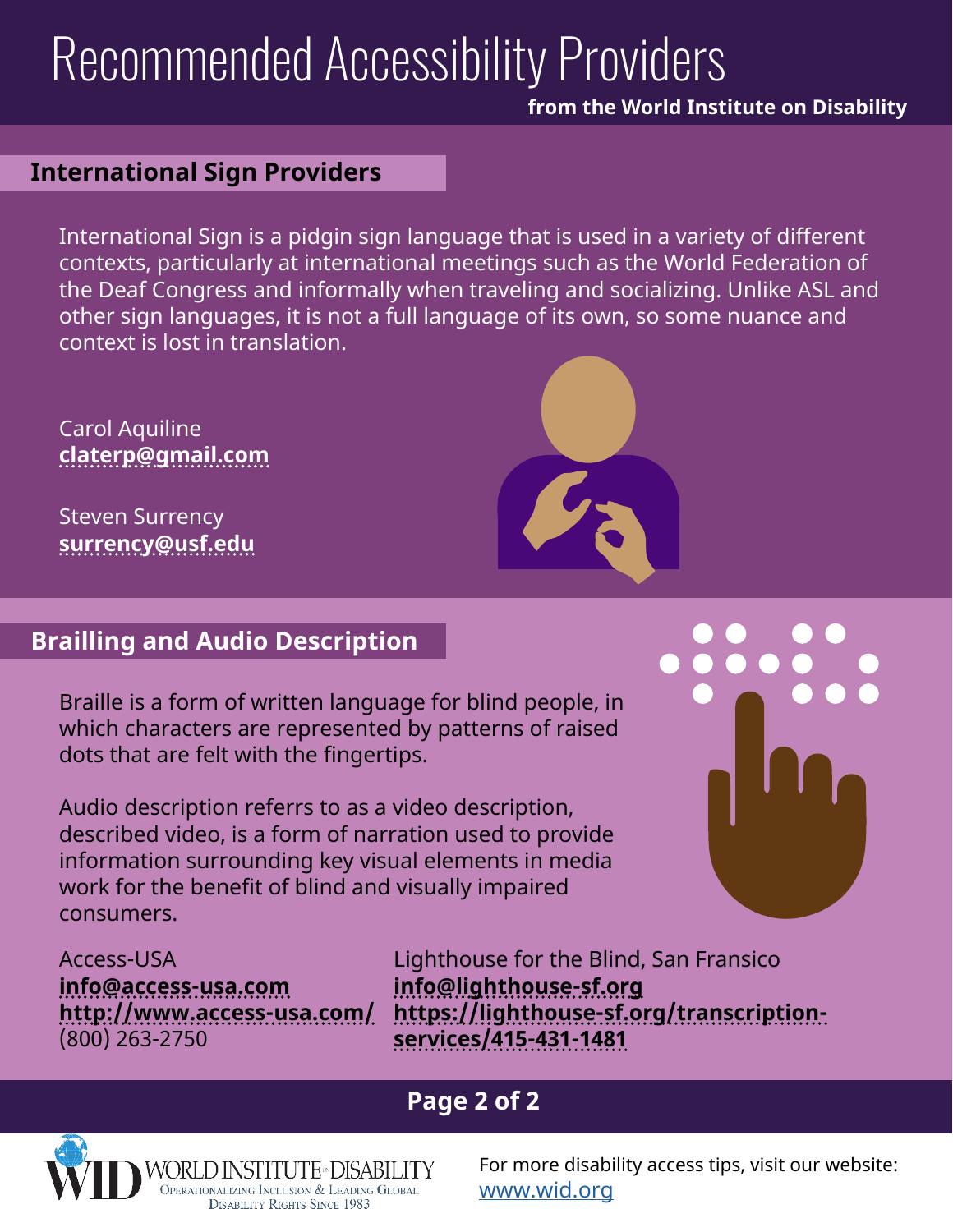# Recommended Accessibility Providers

**from the World Institute on Disability**

## International Sign Providers

International Sign is a pidgin sign language that is used in a variety of different contexts, particularly at international meetings such as the World Federation of the Deaf Congress and informally when traveling and socializing. Unlike ASL and other sign languages, it is not a full language of its own, so some nuance and context is lost in translation.

Carol Aquiline
**claterp@gmail.com**

Steven Surrency
**surrency@usf.edu**

## Brailling and Audio Description

Braille is a form of written language for blind people, in which characters are represented by patterns of raised dots that are felt with the fingertips.

Audio description referrs to as a video description, described video, is a form of narration used to provide information surrounding key visual elements in media work for the benefit of blind and visually impaired consumers.

Access-USA
**info@access-usa.com**
**http://www.access-usa.com/**
(800) 263-2750

Lighthouse for the Blind, San Fransico
**info@lighthouse-sf.org**
**https://lighthouse-sf.org/transcription-services/415-431-1481**

WID WORLD INSTITUTE ON DISABILITY
OPERATIONALIZING INCLUSION & LEADING GLOBAL DISABILITY RIGHTS SINCE 1983

For more disability access tips, visit our website: www.wid.org